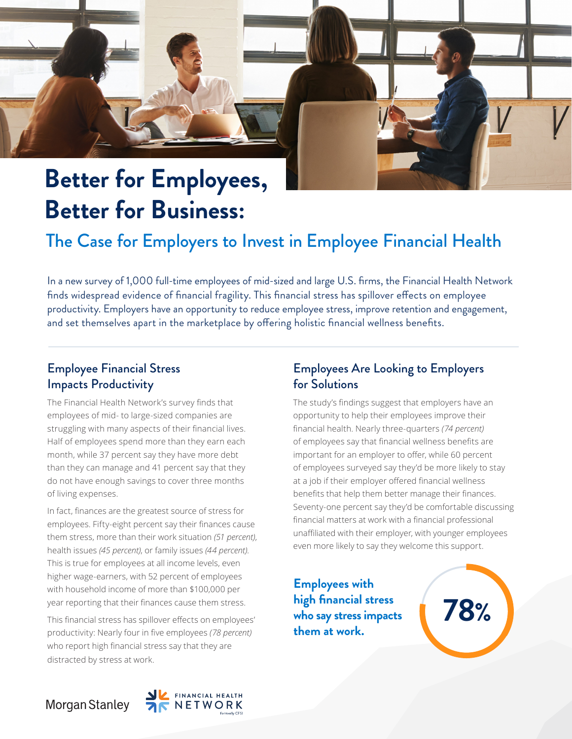# Better for Employees, Better for Business:

## The Case for Employers to Invest in Employee Financial Health

In a new survey of 1,000 full-time employees of mid-sized and large U.S. firms, the Financial Health Network finds widespread evidence of financial fragility. This financial stress has spillover effects on employee productivity. Employers have an opportunity to reduce employee stress, improve retention and engagement, and set themselves apart in the marketplace by offering holistic financial wellness benefits.

### Employee Financial Stress Impacts Productivity

The Financial Health Network's survey finds that employees of mid- to large-sized companies are struggling with many aspects of their financial lives. Half of employees spend more than they earn each month, while 37 percent say they have more debt than they can manage and 41 percent say that they do not have enough savings to cover three months of living expenses.

In fact, finances are the greatest source of stress for employees. Fifty-eight percent say their finances cause them stress, more than their work situation *(51 percent)*, health issues *(45 percent)*, or family issues *(44 percent)*. This is true for employees at all income levels, even higher wage-earners, with 52 percent of employees with household income of more than $100,000 per year reporting that their finances cause them stress.

This financial stress has spillover effects on employees' productivity: Nearly four in five employees *(78 percent)* who report high financial stress say that they are distracted by stress at work.

### Employees Are Looking to Employers for Solutions

The study's findings suggest that employers have an opportunity to help their employees improve their financial health. Nearly three-quarters *(74 percent)* of employees say that financial wellness benefits are important for an employer to offer, while 60 percent of employees surveyed say they'd be more likely to stay at a job if their employer offered financial wellness benefits that help them better manage their finances. Seventy-one percent say they'd be comfortable discussing financial matters at work with a financial professional unaffiliated with their employer, with younger employees even more likely to say they welcome this support.

**Employees with high financial stress who say stress impacts them at work.**

**78%**

Morgan Stanley

FINANCIAL HEALTH NETWORK
Formerly CFSI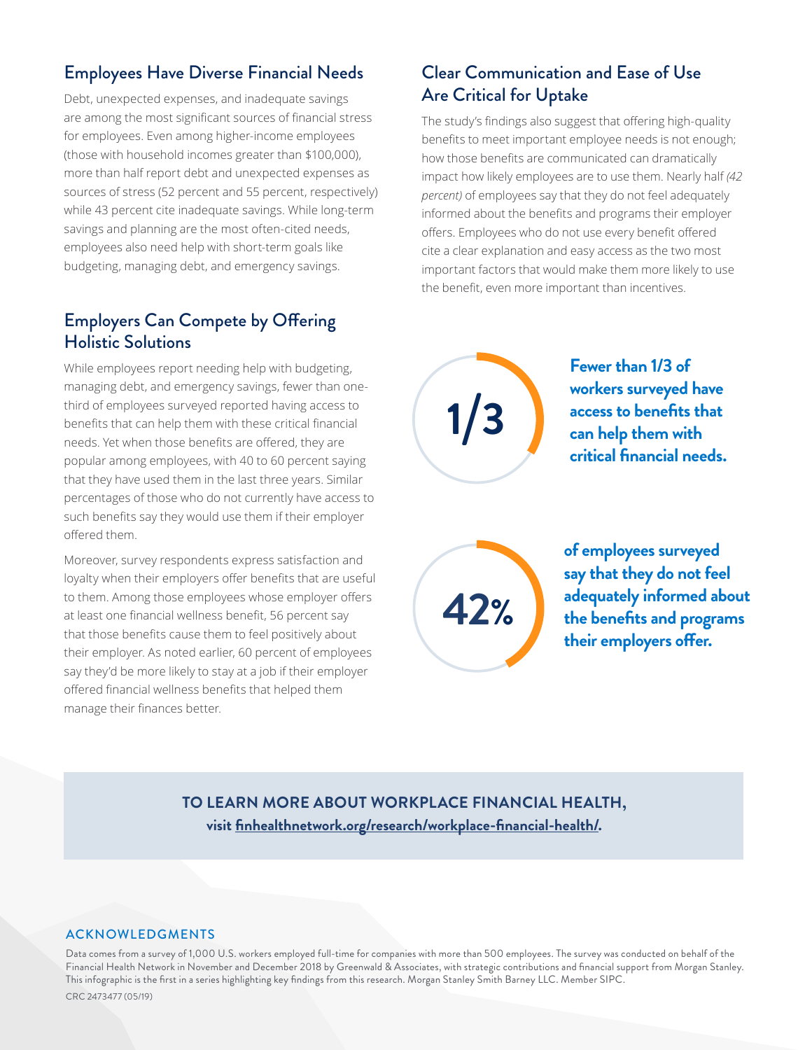## Employees Have Diverse Financial Needs

Debt, unexpected expenses, and inadequate savings are among the most significant sources of financial stress for employees. Even among higher-income employees (those with household incomes greater than $100,000), more than half report debt and unexpected expenses as sources of stress (52 percent and 55 percent, respectively) while 43 percent cite inadequate savings. While long-term savings and planning are the most often-cited needs, employees also need help with short-term goals like budgeting, managing debt, and emergency savings.

## Employers Can Compete by Offering Holistic Solutions

While employees report needing help with budgeting, managing debt, and emergency savings, fewer than one-third of employees surveyed reported having access to benefits that can help them with these critical financial needs. Yet when those benefits are offered, they are popular among employees, with 40 to 60 percent saying that they have used them in the last three years. Similar percentages of those who do not currently have access to such benefits say they would use them if their employer offered them.

Moreover, survey respondents express satisfaction and loyalty when their employers offer benefits that are useful to them. Among those employees whose employer offers at least one financial wellness benefit, 56 percent say that those benefits cause them to feel positively about their employer. As noted earlier, 60 percent of employees say they'd be more likely to stay at a job if their employer offered financial wellness benefits that helped them manage their finances better.

## Clear Communication and Ease of Use Are Critical for Uptake

The study's findings also suggest that offering high-quality benefits to meet important employee needs is not enough; how those benefits are communicated can dramatically impact how likely employees are to use them. Nearly half *(42 percent)* of employees say that they do not feel adequately informed about the benefits and programs their employer offers. Employees who do not use every benefit offered cite a clear explanation and easy access as the two most important factors that would make them more likely to use the benefit, even more important than incentives.

**1/3**

**Fewer than 1/3 of workers surveyed have access to benefits that can help them with critical financial needs.**

**42%**

**of employees surveyed say that they do not feel adequately informed about the benefits and programs their employers offer.**

**TO LEARN MORE ABOUT WORKPLACE FINANCIAL HEALTH,**
**visit finhealthnetwork.org/research/workplace-financial-health/.**

### ACKNOWLEDGMENTS

Data comes from a survey of 1,000 U.S. workers employed full-time for companies with more than 500 employees. The survey was conducted on behalf of the Financial Health Network in November and December 2018 by Greenwald & Associates, with strategic contributions and financial support from Morgan Stanley. This infographic is the first in a series highlighting key findings from this research. Morgan Stanley Smith Barney LLC. Member SIPC.

CRC 2473477 (05/19)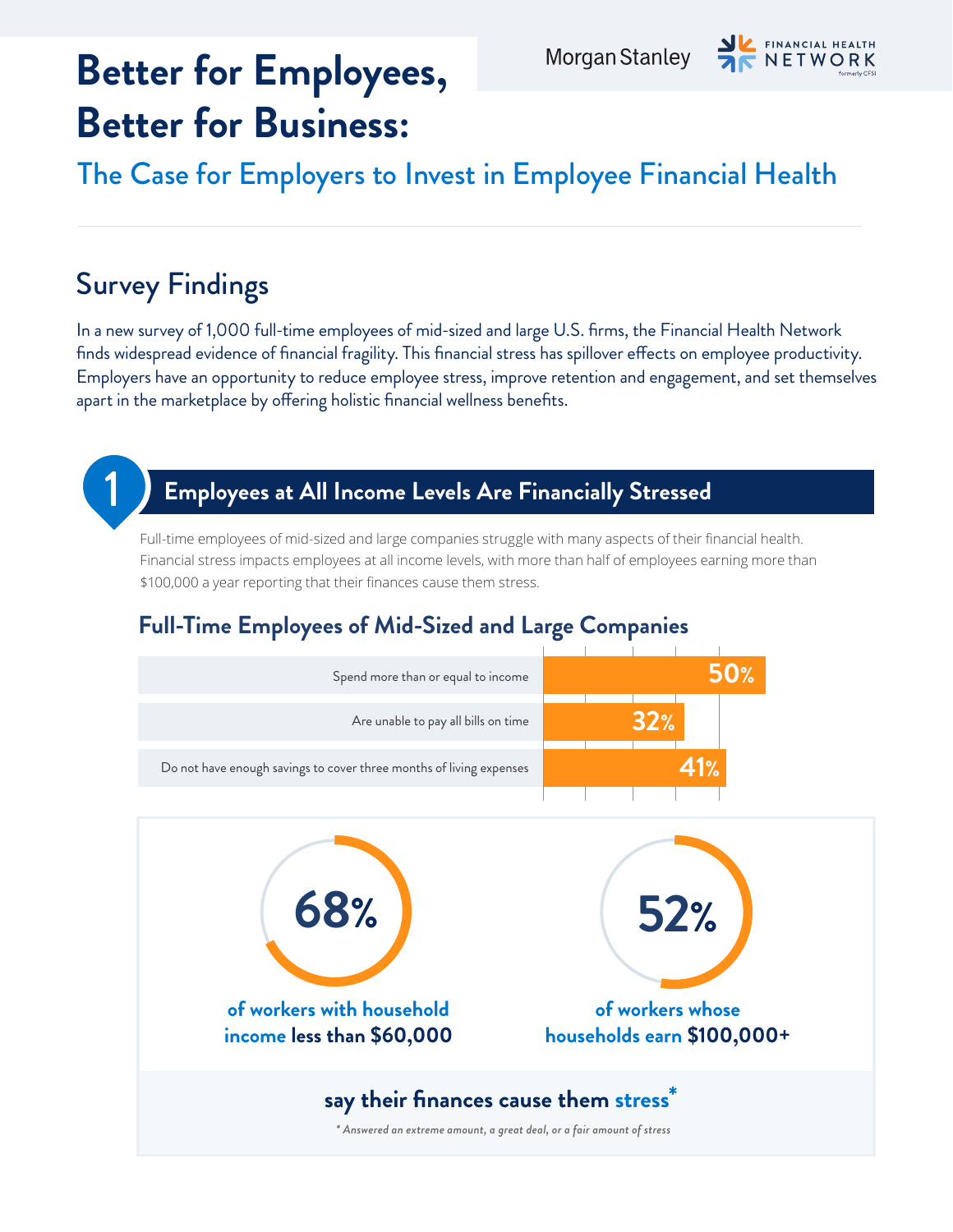# Better for Employees, Better for Business:

## The Case for Employers to Invest in Employee Financial Health

Morgan Stanley | FINANCIAL HEALTH NETWORK formerly CFSI

## Survey Findings

In a new survey of 1,000 full-time employees of mid-sized and large U.S. firms, the Financial Health Network finds widespread evidence of financial fragility. This financial stress has spillover effects on employee productivity. Employers have an opportunity to reduce employee stress, improve retention and engagement, and set themselves apart in the marketplace by offering holistic financial wellness benefits.

## 1 Employees at All Income Levels Are Financially Stressed

Full-time employees of mid-sized and large companies struggle with many aspects of their financial health. Financial stress impacts employees at all income levels, with more than half of employees earning more than $100,000 a year reporting that their finances cause them stress.

### Full-Time Employees of Mid-Sized and Large Companies

| | |
|---|---|
| Spend more than or equal to income | 50% |
| Are unable to pay all bills on time | 32% |
| Do not have enough savings to cover three months of living expenses | 41% |

**68%** of workers with household income **less than $60,000**

**52%** of workers whose households earn **$100,000+**

**say their finances cause them stress***

*\* Answered an extreme amount, a great deal, or a fair amount of stress*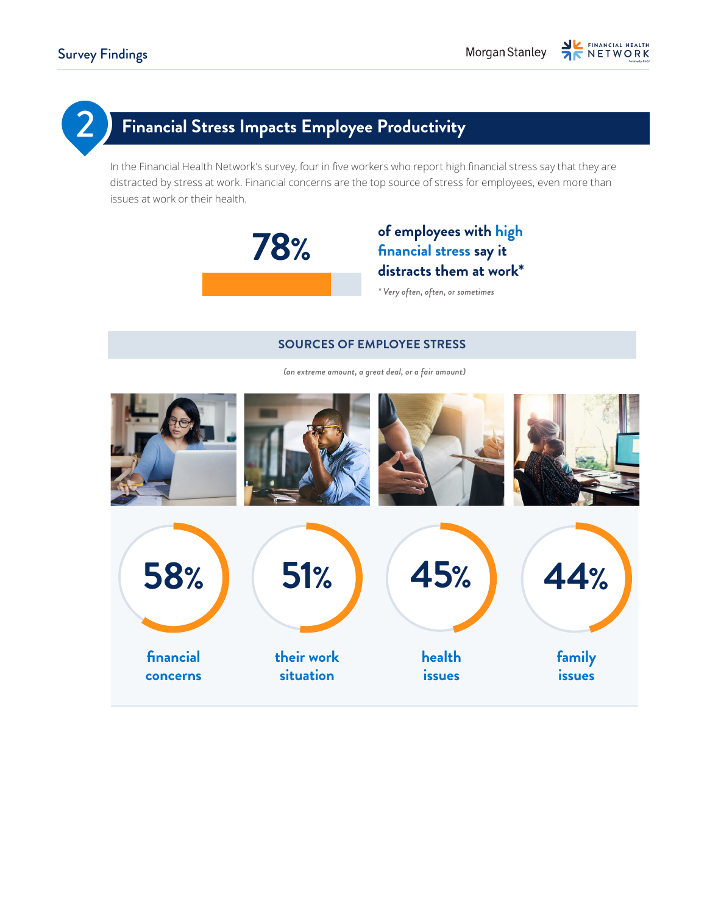## 2 Financial Stress Impacts Employee Productivity

In the Financial Health Network's survey, four in five workers who report high financial stress say that they are distracted by stress at work. Financial concerns are the top source of stress for employees, even more than issues at work or their health.

**78%** of employees with high financial stress say it distracts them at work*

*\* Very often, often, or sometimes*

### SOURCES OF EMPLOYEE STRESS

*(an extreme amount, a great deal, or a fair amount)*

**58%** financial concerns

**51%** their work situation

**45%** health issues

**44%** family issues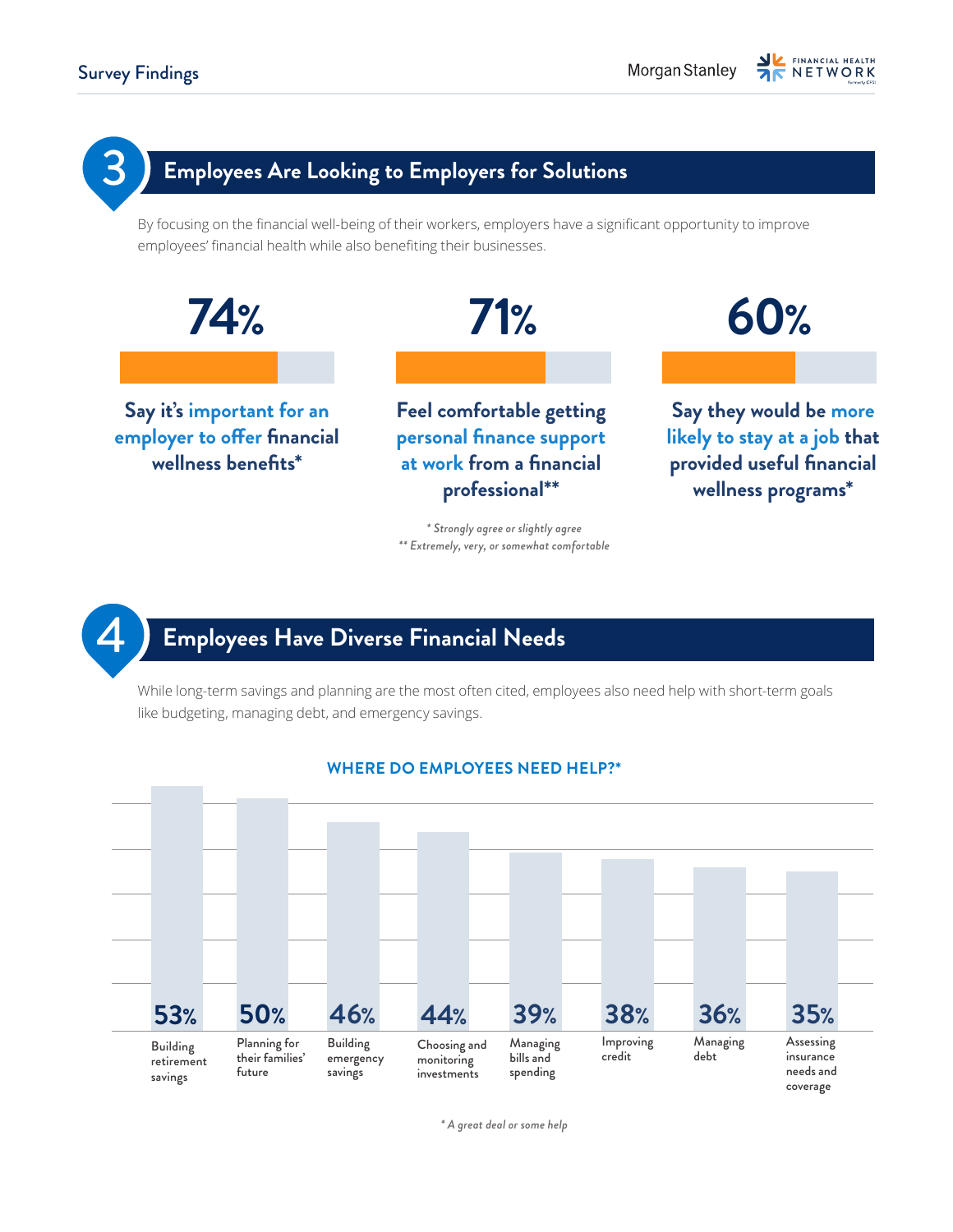## 3 Employees Are Looking to Employers for Solutions

By focusing on the financial well-being of their workers, employers have a significant opportunity to improve employees' financial health while also benefiting their businesses.

**74%**

Say it's important for an employer to offer financial wellness benefits*

**71%**

Feel comfortable getting personal finance support at work from a financial professional**

**60%**

Say they would be more likely to stay at a job that provided useful financial wellness programs*

*\* Strongly agree or slightly agree*
*\*\* Extremely, very, or somewhat comfortable*

## 4 Employees Have Diverse Financial Needs

While long-term savings and planning are the most often cited, employees also need help with short-term goals like budgeting, managing debt, and emergency savings.

### WHERE DO EMPLOYEES NEED HELP?*

| Area | Percentage |
|---|---|
| Building retirement savings | 53% |
| Planning for their families' future | 50% |
| Building emergency savings | 46% |
| Choosing and monitoring investments | 44% |
| Managing bills and spending | 39% |
| Improving credit | 38% |
| Managing debt | 36% |
| Assessing insurance needs and coverage | 35% |

*\* A great deal or some help*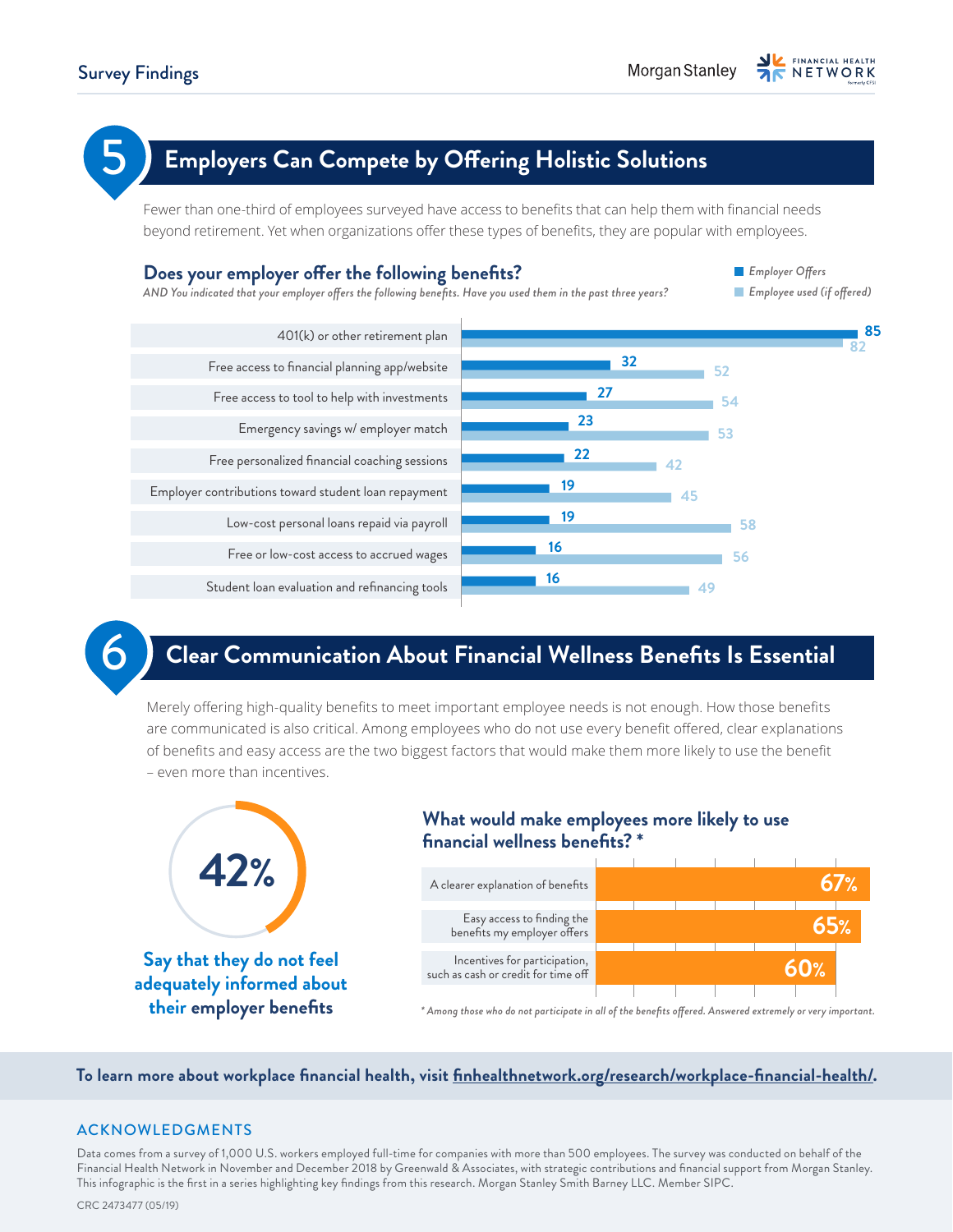## 5 Employers Can Compete by Offering Holistic Solutions

Fewer than one-third of employees surveyed have access to benefits that can help them with financial needs beyond retirement. Yet when organizations offer these types of benefits, they are popular with employees.

### Does your employer offer the following benefits?

*AND You indicated that your employer offers the following benefits. Have you used them in the past three years?*

Employer Offers
Employee used (if offered)

401(k) or other retirement plan 85 82
Free access to financial planning app/website 32 52
Free access to tool to help with investments 27 54
Emergency savings w/ employer match 23 53
Free personalized financial coaching sessions 22 42
Employer contributions toward student loan repayment 19 45
Low-cost personal loans repaid via payroll 19 58
Free or low-cost access to accrued wages 16 56
Student loan evaluation and refinancing tools 16 49

## 6 Clear Communication About Financial Wellness Benefits Is Essential

Merely offering high-quality benefits to meet important employee needs is not enough. How those benefits are communicated is also critical. Among employees who do not use every benefit offered, clear explanations of benefits and easy access are the two biggest factors that would make them more likely to use the benefit – even more than incentives.

**42%**

**Say that they do not feel adequately informed about their employer benefits**

### What would make employees more likely to use financial wellness benefits? *

A clearer explanation of benefits 67%
Easy access to finding the benefits my employer offers 65%
Incentives for participation, such as cash or credit for time off 60%

*\* Among those who do not participate in all of the benefits offered. Answered extremely or very important.*

**To learn more about workplace financial health, visit finhealthnetwork.org/research/workplace-financial-health/.**

### ACKNOWLEDGMENTS

Data comes from a survey of 1,000 U.S. workers employed full-time for companies with more than 500 employees. The survey was conducted on behalf of the Financial Health Network in November and December 2018 by Greenwald & Associates, with strategic contributions and financial support from Morgan Stanley. This infographic is the first in a series highlighting key findings from this research. Morgan Stanley Smith Barney LLC. Member SIPC.

CRC 2473477 (05/19)